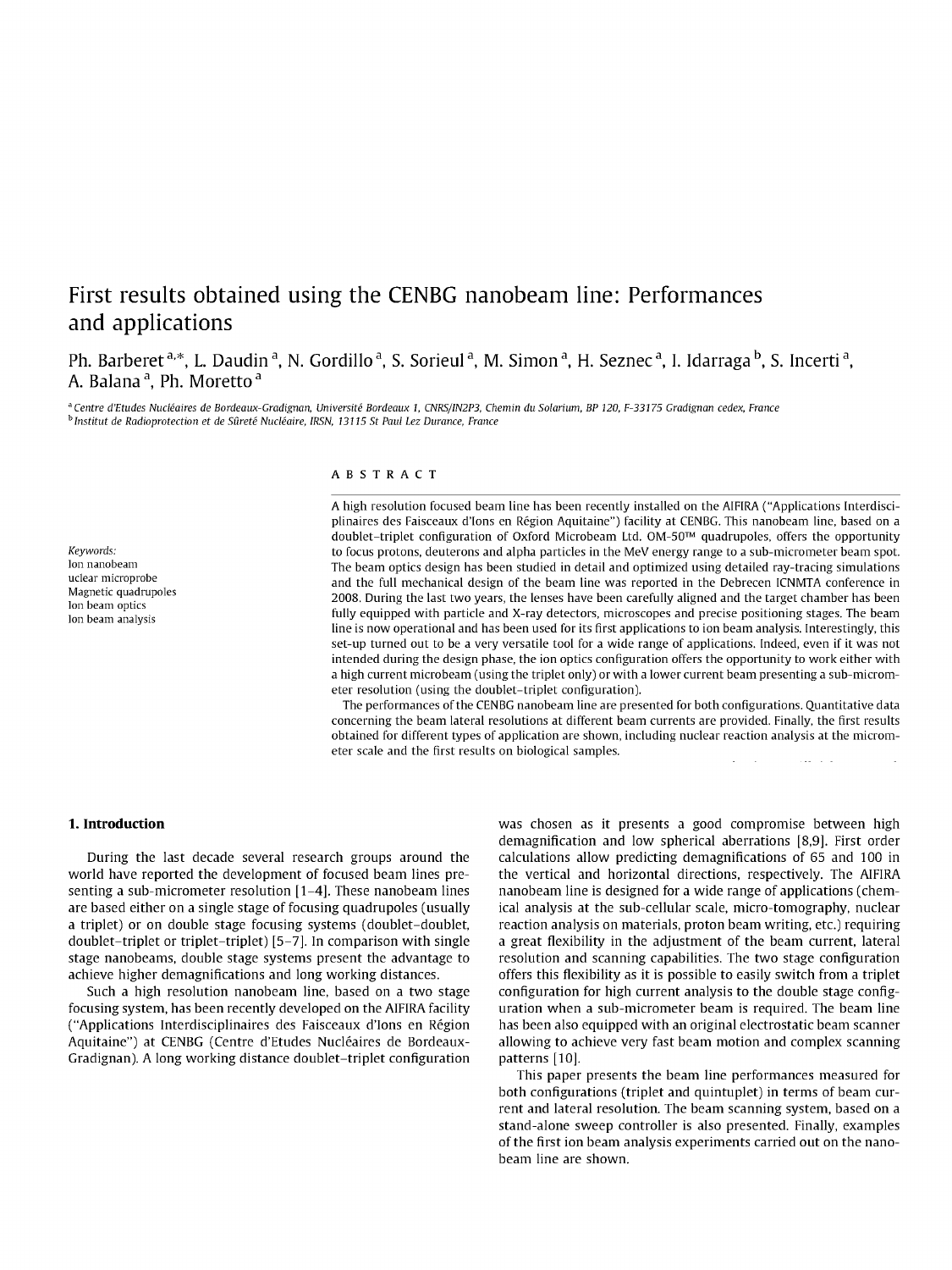# First results obtained using the CENBG nanobeam line: Performances and applications

Ph. Barberet [a,*], L. Daudin [a], N. Gordillo [a], S. Sorieul [a], M. Simon [a], H. Seznec [a], I. Idarraga [b], S. Incerti [a], A. Balana [a], Ph. Moretto [a]

[a] *Centre d'Etudes Nucléaires de Bordeaux-Gradignan, Université Bordeaux 1, CNRS/IN2P3, Chemin du Solarium, BP 120, F-33175 Gradignan cedex, France*

[b] *Institut de Radioprotection et de Sûreté Nucléaire, IRSN, 13115 St Paul Lez Durance, France*

*Keywords:*
Ion nanobeam
uclear microprobe
Magnetic quadrupoles
Ion beam optics
Ion beam analysis

## ABSTRACT

A high resolution focused beam line has been recently installed on the AIFIRA ("Applications Interdisciplinaires des Faisceaux d'Ions en Région Aquitaine") facility at CENBG. This nanobeam line, based on a doublet–triplet configuration of Oxford Microbeam Ltd. OM-50™ quadrupoles, offers the opportunity to focus protons, deuterons and alpha particles in the MeV energy range to a sub-micrometer beam spot. The beam optics design has been studied in detail and optimized using detailed ray-tracing simulations and the full mechanical design of the beam line was reported in the Debrecen ICNMTA conference in 2008. During the last two years, the lenses have been carefully aligned and the target chamber has been fully equipped with particle and X-ray detectors, microscopes and precise positioning stages. The beam line is now operational and has been used for its first applications to ion beam analysis. Interestingly, this set-up turned out to be a very versatile tool for a wide range of applications. Indeed, even if it was not intended during the design phase, the ion optics configuration offers the opportunity to work either with a high current microbeam (using the triplet only) or with a lower current beam presenting a sub-micrometer resolution (using the doublet–triplet configuration).

The performances of the CENBG nanobeam line are presented for both configurations. Quantitative data concerning the beam lateral resolutions at different beam currents are provided. Finally, the first results obtained for different types of application are shown, including nuclear reaction analysis at the micrometer scale and the first results on biological samples.

## 1. Introduction

During the last decade several research groups around the world have reported the development of focused beam lines presenting a sub-micrometer resolution [1–4]. These nanobeam lines are based either on a single stage of focusing quadrupoles (usually a triplet) or on double stage focusing systems (doublet–doublet, doublet–triplet or triplet–triplet) [5–7]. In comparison with single stage nanobeams, double stage systems present the advantage to achieve higher demagnifications and long working distances.

Such a high resolution nanobeam line, based on a two stage focusing system, has been recently developed on the AIFIRA facility ("Applications Interdisciplinaires des Faisceaux d'Ions en Région Aquitaine") at CENBG (Centre d'Etudes Nucléaires de Bordeaux-Gradignan). A long working distance doublet–triplet configuration was chosen as it presents a good compromise between high demagnification and low spherical aberrations [8,9]. First order calculations allow predicting demagnifications of 65 and 100 in the vertical and horizontal directions, respectively. The AIFIRA nanobeam line is designed for a wide range of applications (chemical analysis at the sub-cellular scale, micro-tomography, nuclear reaction analysis on materials, proton beam writing, etc.) requiring a great flexibility in the adjustment of the beam current, lateral resolution and scanning capabilities. The two stage configuration offers this flexibility as it is possible to easily switch from a triplet configuration for high current analysis to the double stage configuration when a sub-micrometer beam is required. The beam line has been also equipped with an original electrostatic beam scanner allowing to achieve very fast beam motion and complex scanning patterns [10].

This paper presents the beam line performances measured for both configurations (triplet and quintuplet) in terms of beam current and lateral resolution. The beam scanning system, based on a stand-alone sweep controller is also presented. Finally, examples of the first ion beam analysis experiments carried out on the nanobeam line are shown.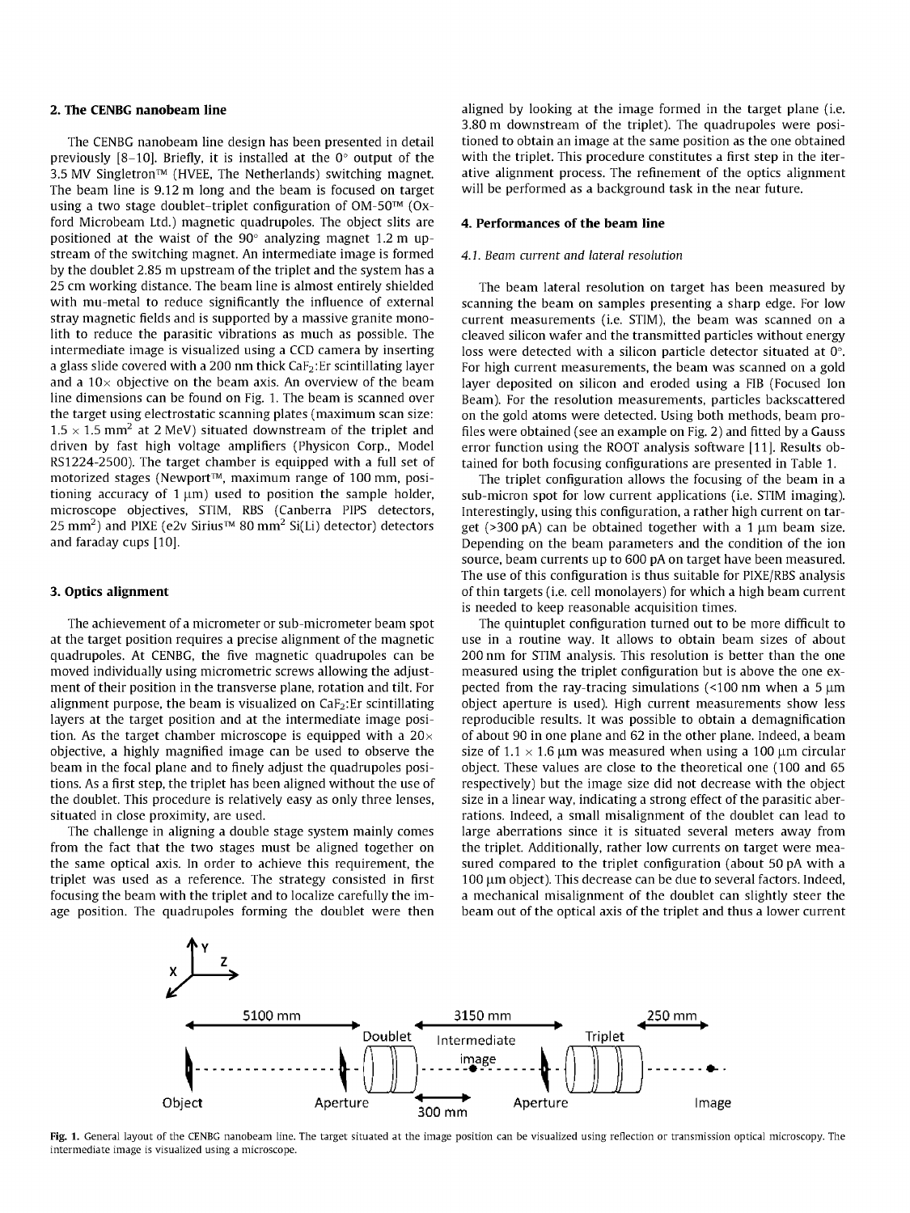## 2. The CENBG nanobeam line

The CENBG nanobeam line design has been presented in detail previously [8–10]. Briefly, it is installed at the 0° output of the 3.5 MV Singletron™ (HVEE, The Netherlands) switching magnet. The beam line is 9.12 m long and the beam is focused on target using a two stage doublet–triplet configuration of OM-50™ (Oxford Microbeam Ltd.) magnetic quadrupoles. The object slits are positioned at the waist of the 90° analyzing magnet 1.2 m upstream of the switching magnet. An intermediate image is formed by the doublet 2.85 m upstream of the triplet and the system has a 25 cm working distance. The beam line is almost entirely shielded with mu-metal to reduce significantly the influence of external stray magnetic fields and is supported by a massive granite monolith to reduce the parasitic vibrations as much as possible. The intermediate image is visualized using a CCD camera by inserting a glass slide covered with a 200 nm thick $CaF_2$:Er scintillating layer and a 10× objective on the beam axis. An overview of the beam line dimensions can be found on Fig. 1. The beam is scanned over the target using electrostatic scanning plates (maximum scan size: 1.5 × 1.5 mm$^2$ at 2 MeV) situated downstream of the triplet and driven by fast high voltage amplifiers (Physicon Corp., Model RS1224-2500). The target chamber is equipped with a full set of motorized stages (Newport™, maximum range of 100 mm, positioning accuracy of 1 μm) used to position the sample holder, microscope objectives, STIM, RBS (Canberra PIPS detectors, 25 mm$^2$) and PIXE (e2v Sirius™ 80 mm$^2$ Si(Li) detector) detectors and faraday cups [10].

## 3. Optics alignment

The achievement of a micrometer or sub-micrometer beam spot at the target position requires a precise alignment of the magnetic quadrupoles. At CENBG, the five magnetic quadrupoles can be moved individually using micrometric screws allowing the adjustment of their position in the transverse plane, rotation and tilt. For alignment purpose, the beam is visualized on $CaF_2$:Er scintillating layers at the target position and at the intermediate image position. As the target chamber microscope is equipped with a 20× objective, a highly magnified image can be used to observe the beam in the focal plane and to finely adjust the quadrupoles positions. As a first step, the triplet has been aligned without the use of the doublet. This procedure is relatively easy as only three lenses, situated in close proximity, are used.

The challenge in aligning a double stage system mainly comes from the fact that the two stages must be aligned together on the same optical axis. In order to achieve this requirement, the triplet was used as a reference. The strategy consisted in first focusing the beam with the triplet and to localize carefully the image position. The quadrupoles forming the doublet were then aligned by looking at the image formed in the target plane (i.e. 3.80 m downstream of the triplet). The quadrupoles were positioned to obtain an image at the same position as the one obtained with the triplet. This procedure constitutes a first step in the iterative alignment process. The refinement of the optics alignment will be performed as a background task in the near future.

## 4. Performances of the beam line

### 4.1. Beam current and lateral resolution

The beam lateral resolution on target has been measured by scanning the beam on samples presenting a sharp edge. For low current measurements (i.e. STIM), the beam was scanned on a cleaved silicon wafer and the transmitted particles without energy loss were detected with a silicon particle detector situated at 0°. For high current measurements, the beam was scanned on a gold layer deposited on silicon and eroded using a FIB (Focused Ion Beam). For the resolution measurements, particles backscattered on the gold atoms were detected. Using both methods, beam profiles were obtained (see an example on Fig. 2) and fitted by a Gauss error function using the ROOT analysis software [11]. Results obtained for both focusing configurations are presented in Table 1.

The triplet configuration allows the focusing of the beam in a sub-micron spot for low current applications (i.e. STIM imaging). Interestingly, using this configuration, a rather high current on target (>300 pA) can be obtained together with a 1 μm beam size. Depending on the beam parameters and the condition of the ion source, beam currents up to 600 pA on target have been measured. The use of this configuration is thus suitable for PIXE/RBS analysis of thin targets (i.e. cell monolayers) for which a high beam current is needed to keep reasonable acquisition times.

The quintuplet configuration turned out to be more difficult to use in a routine way. It allows to obtain beam sizes of about 200 nm for STIM analysis. This resolution is better than the one measured using the triplet configuration but is above the one expected from the ray-tracing simulations (<100 nm when a 5 μm object aperture is used). High current measurements show less reproducible results. It was possible to obtain a demagnification of about 90 in one plane and 62 in the other plane. Indeed, a beam size of 1.1 × 1.6 μm was measured when using a 100 μm circular object. These values are close to the theoretical one (100 and 65 respectively) but the image size did not decrease with the object size in a linear way, indicating a strong effect of the parasitic aberrations. Indeed, a small misalignment of the doublet can lead to large aberrations since it is situated several meters away from the triplet. Additionally, rather low currents on target were measured compared to the triplet configuration (about 50 pA with a 100 μm object). This decrease can be due to several factors. Indeed, a mechanical misalignment of the doublet can slightly steer the beam out of the optical axis of the triplet and thus a lower current

**Fig. 1.** General layout of the CENBG nanobeam line. The target situated at the image position can be visualized using reflection or transmission optical microscopy. The intermediate image is visualized using a microscope.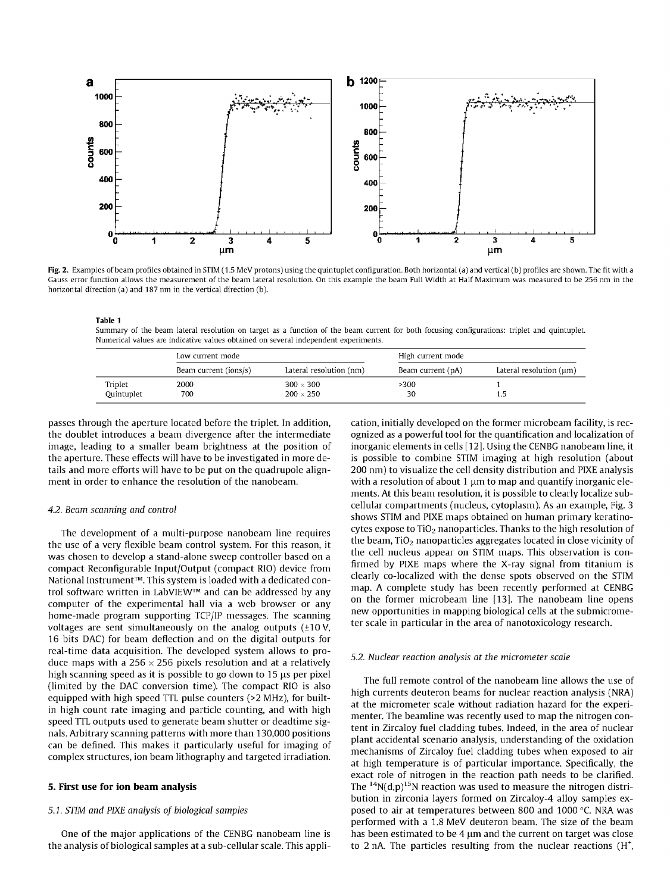Fig. 2. Examples of beam profiles obtained in STIM (1.5 MeV protons) using the quintuplet configuration. Both horizontal (a) and vertical (b) profiles are shown. The fit with a Gauss error function allows the measurement of the beam lateral resolution. On this example the beam Full Width at Half Maximum was measured to be 256 nm in the horizontal direction (a) and 187 nm in the vertical direction (b).

**Table 1**
Summary of the beam lateral resolution on target as a function of the beam current for both focusing configurations: triplet and quintuplet. Numerical values are indicative values obtained on several independent experiments.

| | Low current mode | | High current mode | |
|---|---|---|---|---|
| | Beam current (ions/s) | Lateral resolution (nm) | Beam current (pA) | Lateral resolution (μm) |
| Triplet | 2000 | 300 × 300 | >300 | 1 |
| Quintuplet | 700 | 200 × 250 | 30 | 1.5 |

passes through the aperture located before the triplet. In addition, the doublet introduces a beam divergence after the intermediate image, leading to a smaller beam brightness at the position of the aperture. These effects will have to be investigated in more details and more efforts will have to be put on the quadrupole alignment in order to enhance the resolution of the nanobeam.

### 4.2. Beam scanning and control

The development of a multi-purpose nanobeam line requires the use of a very flexible beam control system. For this reason, it was chosen to develop a stand-alone sweep controller based on a compact Reconfigurable Input/Output (compact RIO) device from National Instrument™. This system is loaded with a dedicated control software written in LabVIEW™ and can be addressed by any computer of the experimental hall via a web browser or any home-made program supporting TCP/IP messages. The scanning voltages are sent simultaneously on the analog outputs (±10 V, 16 bits DAC) for beam deflection and on the digital outputs for real-time data acquisition. The developed system allows to produce maps with a 256 × 256 pixels resolution and at a relatively high scanning speed as it is possible to go down to 15 μs per pixel (limited by the DAC conversion time). The compact RIO is also equipped with high speed TTL pulse counters (>2 MHz), for built-in high count rate imaging and particle counting, and with high speed TTL outputs used to generate beam shutter or deadtime signals. Arbitrary scanning patterns with more than 130,000 positions can be defined. This makes it particularly useful for imaging of complex structures, ion beam lithography and targeted irradiation.

## 5. First use for ion beam analysis

### 5.1. STIM and PIXE analysis of biological samples

One of the major applications of the CENBG nanobeam line is the analysis of biological samples at a sub-cellular scale. This application, initially developed on the former microbeam facility, is recognized as a powerful tool for the quantification and localization of inorganic elements in cells [12]. Using the CENBG nanobeam line, it is possible to combine STIM imaging at high resolution (about 200 nm) to visualize the cell density distribution and PIXE analysis with a resolution of about 1 μm to map and quantify inorganic elements. At this beam resolution, it is possible to clearly localize sub-cellular compartments (nucleus, cytoplasm). As an example, Fig. 3 shows STIM and PIXE maps obtained on human primary keratinocytes expose to $TiO_2$ nanoparticles. Thanks to the high resolution of the beam, $TiO_2$ nanoparticles aggregates located in close vicinity of the cell nucleus appear on STIM maps. This observation is confirmed by PIXE maps where the X-ray signal from titanium is clearly co-localized with the dense spots observed on the STIM map. A complete study has been recently performed at CENBG on the former microbeam line [13]. The nanobeam line opens new opportunities in mapping biological cells at the submicrometer scale in particular in the area of nanotoxicology research.

### 5.2. Nuclear reaction analysis at the micrometer scale

The full remote control of the nanobeam line allows the use of high currents deuteron beams for nuclear reaction analysis (NRA) at the micrometer scale without radiation hazard for the experimenter. The beamline was recently used to map the nitrogen content in Zircaloy fuel cladding tubes. Indeed, in the area of nuclear plant accidental scenario analysis, understanding of the oxidation mechanisms of Zircaloy fuel cladding tubes when exposed to air at high temperature is of particular importance. Specifically, the exact role of nitrogen in the reaction path needs to be clarified. The $^{14}N(d,p)^{15}N$ reaction was used to measure the nitrogen distribution in zirconia layers formed on Zircaloy-4 alloy samples exposed to air at temperatures between 800 and 1000 °C. NRA was performed with a 1.8 MeV deuteron beam. The size of the beam has been estimated to be 4 μm and the current on target was close to 2 nA. The particles resulting from the nuclear reactions ($H^+$,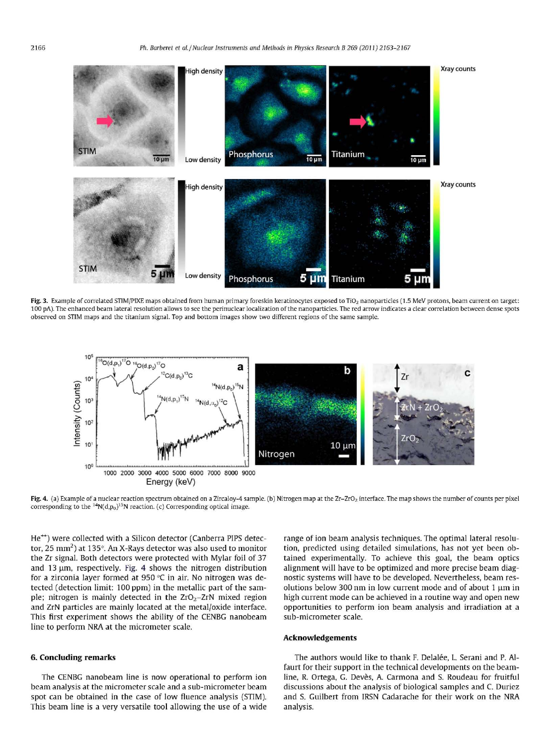Fig. 3. Example of correlated STIM/PIXE maps obtained from human primary foreskin keratinocytes exposed to $TiO_2$ nanoparticles (1.5 MeV protons, beam current on target: 100 pA). The enhanced beam lateral resolution allows to see the perinuclear localization of the nanoparticles. The red arrow indicates a clear correlation between dense spots observed on STIM maps and the titanium signal. Top and bottom images show two different regions of the same sample.

Fig. 4. (a) Example of a nuclear reaction spectrum obtained on a Zircaloy-4 sample. (b) Nitrogen map at the Zr–$ZrO_2$ interface. The map shows the number of counts per pixel corresponding to the $^{14}N(d,p_0)^{15}N$ reaction. (c) Corresponding optical image.

$He^{++}$) were collected with a Silicon detector (Canberra PIPS detector, 25 $mm^2$) at 135°. An X-Rays detector was also used to monitor the Zr signal. Both detectors were protected with Mylar foil of 37 and 13 μm, respectively. Fig. 4 shows the nitrogen distribution for a zirconia layer formed at 950 °C in air. No nitrogen was detected (detection limit: 100 ppm) in the metallic part of the sample; nitrogen is mainly detected in the $ZrO_2$–ZrN mixed region and ZrN particles are mainly located at the metal/oxide interface. This first experiment shows the ability of the CENBG nanobeam line to perform NRA at the micrometer scale.

## 6. Concluding remarks

The CENBG nanobeam line is now operational to perform ion beam analysis at the micrometer scale and a sub-micrometer beam spot can be obtained in the case of low fluence analysis (STIM). This beam line is a very versatile tool allowing the use of a wide range of ion beam analysis techniques. The optimal lateral resolution, predicted using detailed simulations, has not yet been obtained experimentally. To achieve this goal, the beam optics alignment will have to be optimized and more precise beam diagnostic systems will have to be developed. Nevertheless, beam resolutions below 300 nm in low current mode and of about 1 μm in high current mode can be achieved in a routine way and open new opportunities to perform ion beam analysis and irradiation at a sub-micrometer scale.

## Acknowledgements

The authors would like to thank F. Delalée, L. Serani and P. Alfaurt for their support in the technical developments on the beamline, R. Ortega, G. Devès, A. Carmona and S. Roudeau for fruitful discussions about the analysis of biological samples and C. Duriez and S. Guilbert from IRSN Cadarache for their work on the NRA analysis.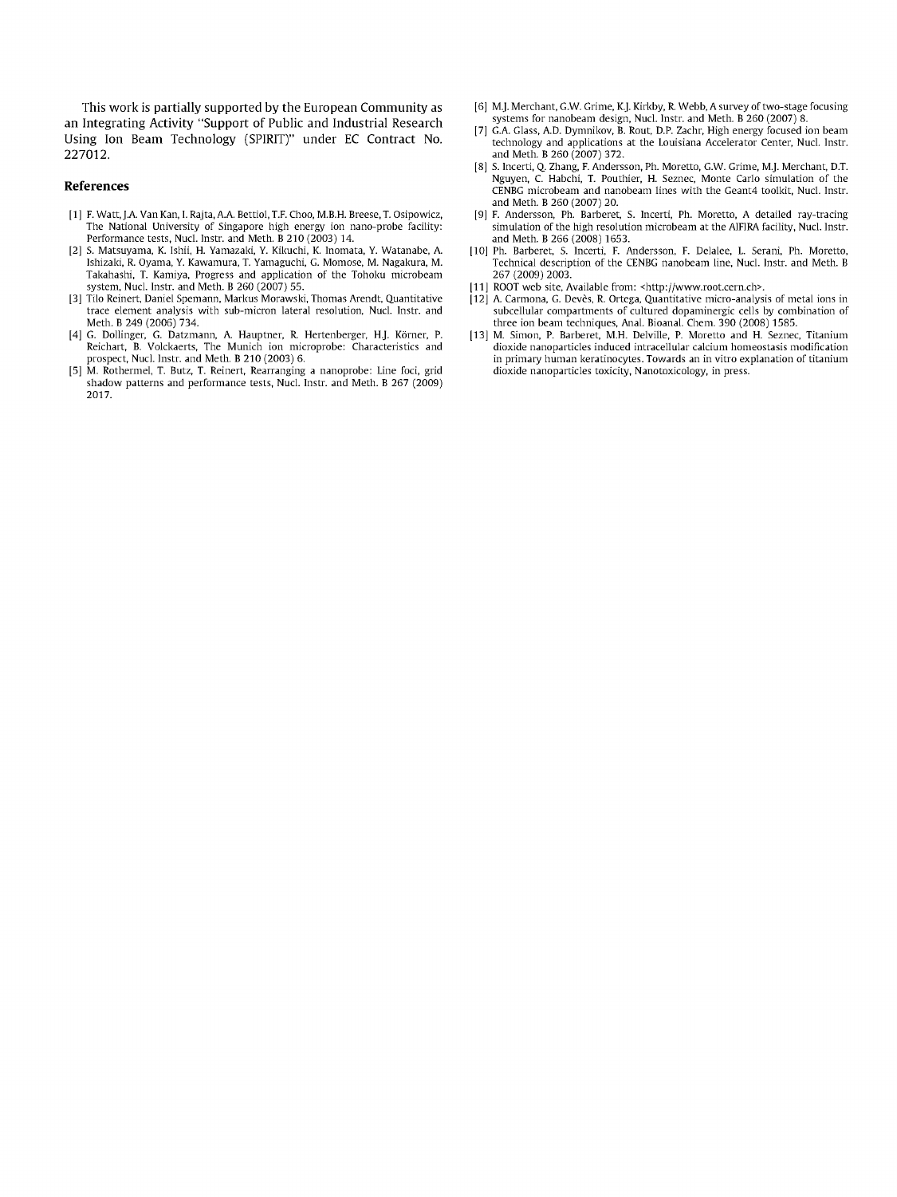This work is partially supported by the European Community as an Integrating Activity "Support of Public and Industrial Research Using Ion Beam Technology (SPIRIT)" under EC Contract No. 227012.

## References

[1] F. Watt, J.A. Van Kan, I. Rajta, A.A. Bettiol, T.F. Choo, M.B.H. Breese, T. Osipowicz, The National University of Singapore high energy ion nano-probe facility: Performance tests, Nucl. Instr. and Meth. B 210 (2003) 14.

[2] S. Matsuyama, K. Ishii, H. Yamazaki, Y. Kikuchi, K. Inomata, Y. Watanabe, A. Ishizaki, R. Oyama, Y. Kawamura, T. Yamaguchi, G. Momose, M. Nagakura, M. Takahashi, T. Kamiya, Progress and application of the Tohoku microbeam system, Nucl. Instr. and Meth. B 260 (2007) 55.

[3] Tilo Reinert, Daniel Spemann, Markus Morawski, Thomas Arendt, Quantitative trace element analysis with sub-micron lateral resolution, Nucl. Instr. and Meth. B 249 (2006) 734.

[4] G. Dollinger, G. Datzmann, A. Hauptner, R. Hertenberger, H.J. Körner, P. Reichart, B. Volckaerts, The Munich ion microprobe: Characteristics and prospect, Nucl. Instr. and Meth. B 210 (2003) 6.

[5] M. Rothermel, T. Butz, T. Reinert, Rearranging a nanoprobe: Line foci, grid shadow patterns and performance tests, Nucl. Instr. and Meth. B 267 (2009) 2017.

[6] M.J. Merchant, G.W. Grime, K.J. Kirkby, R. Webb, A survey of two-stage focusing systems for nanobeam design, Nucl. Instr. and Meth. B 260 (2007) 8.

[7] G.A. Glass, A.D. Dymnikov, B. Rout, D.P. Zachr, High energy focused ion beam technology and applications at the Louisiana Accelerator Center, Nucl. Instr. and Meth. B 260 (2007) 372.

[8] S. Incerti, Q. Zhang, F. Andersson, Ph. Moretto, G.W. Grime, M.J. Merchant, D.T. Nguyen, C. Habchi, T. Pouthier, H. Seznec, Monte Carlo simulation of the CENBG microbeam and nanobeam lines with the Geant4 toolkit, Nucl. Instr. and Meth. B 260 (2007) 20.

[9] F. Andersson, Ph. Barberet, S. Incerti, Ph. Moretto, A detailed ray-tracing simulation of the high resolution microbeam at the AIFIRA facility, Nucl. Instr. and Meth. B 266 (2008) 1653.

[10] Ph. Barberet, S. Incerti, F. Andersson, F. Delalee, L. Serani, Ph. Moretto, Technical description of the CENBG nanobeam line, Nucl. Instr. and Meth. B 267 (2009) 2003.

[11] ROOT web site, Available from: <http://www.root.cern.ch>.

[12] A. Carmona, G. Devès, R. Ortega, Quantitative micro-analysis of metal ions in subcellular compartments of cultured dopaminergic cells by combination of three ion beam techniques, Anal. Bioanal. Chem. 390 (2008) 1585.

[13] M. Simon, P. Barberet, M.H. Delville, P. Moretto and H. Seznec, Titanium dioxide nanoparticles induced intracellular calcium homeostasis modification in primary human keratinocytes. Towards an in vitro explanation of titanium dioxide nanoparticles toxicity, Nanotoxicology, in press.